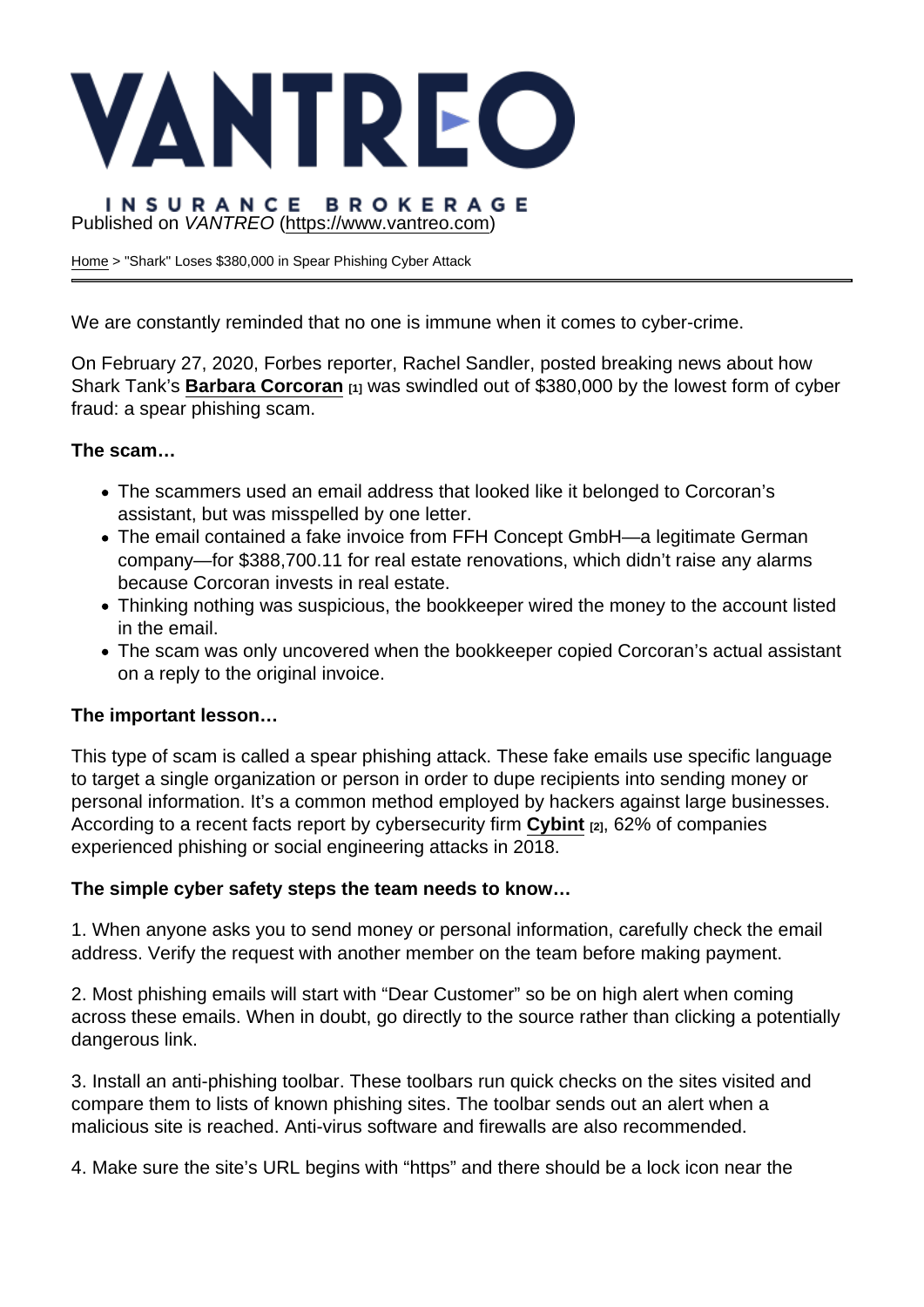VANTREO

INSURANCE BROKERAGE

Published on *VANTREO* (https://www.vantreo.com)

Home > "Shark" Loses $380,000 in Spear Phishing Cyber Attack

We are constantly reminded that no one is immune when it comes to cyber-crime.

On February 27, 2020, Forbes reporter, Rachel Sandler, posted breaking news about how Shark Tank's **Barbara Corcoran** [1] was swindled out of $380,000 by the lowest form of cyber fraud: a spear phishing scam.

**The scam…**

- The scammers used an email address that looked like it belonged to Corcoran's assistant, but was misspelled by one letter.
- The email contained a fake invoice from FFH Concept GmbH—a legitimate German company—for $388,700.11 for real estate renovations, which didn't raise any alarms because Corcoran invests in real estate.
- Thinking nothing was suspicious, the bookkeeper wired the money to the account listed in the email.
- The scam was only uncovered when the bookkeeper copied Corcoran's actual assistant on a reply to the original invoice.

**The important lesson…**

This type of scam is called a spear phishing attack. These fake emails use specific language to target a single organization or person in order to dupe recipients into sending money or personal information. It's a common method employed by hackers against large businesses. According to a recent facts report by cybersecurity firm **Cybint** [2], 62% of companies experienced phishing or social engineering attacks in 2018.

**The simple cyber safety steps the team needs to know…**

1. When anyone asks you to send money or personal information, carefully check the email address. Verify the request with another member on the team before making payment.

2. Most phishing emails will start with "Dear Customer" so be on high alert when coming across these emails. When in doubt, go directly to the source rather than clicking a potentially dangerous link.

3. Install an anti-phishing toolbar. These toolbars run quick checks on the sites visited and compare them to lists of known phishing sites. The toolbar sends out an alert when a malicious site is reached. Anti-virus software and firewalls are also recommended.

4. Make sure the site's URL begins with "https" and there should be a lock icon near the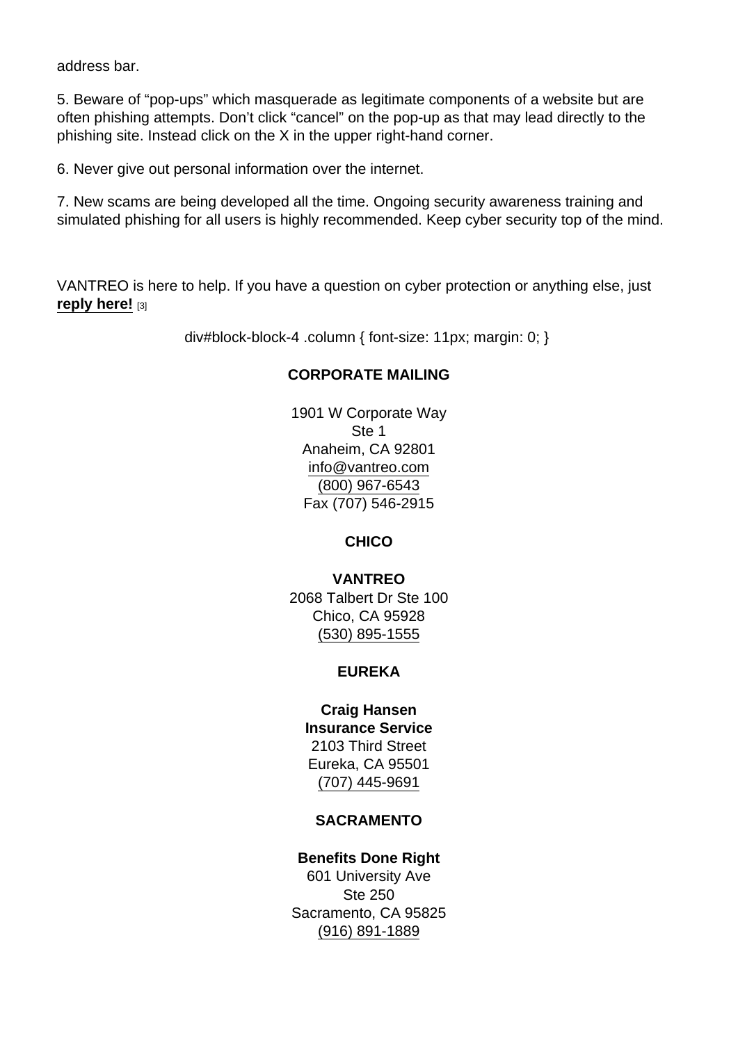address bar.

5. Beware of “pop-ups” which masquerade as legitimate components of a website but are often phishing attempts. Don’t click “cancel” on the pop-up as that may lead directly to the phishing site. Instead click on the X in the upper right-hand corner.

6. Never give out personal information over the internet.

7. New scams are being developed all the time. Ongoing security awareness training and simulated phishing for all users is highly recommended. Keep cyber security top of the mind.

VANTREO is here to help. If you have a question on cyber protection or anything else, just **reply here!** [3]

div#block-block-4 .column { font-size: 11px; margin: 0; }

**CORPORATE MAILING**

1901 W Corporate Way
Ste 1
Anaheim, CA 92801
info@vantreo.com
(800) 967-6543
Fax (707) 546-2915

**CHICO**

**VANTREO**
2068 Talbert Dr Ste 100
Chico, CA 95928
(530) 895-1555

**EUREKA**

**Craig Hansen**
**Insurance Service**
2103 Third Street
Eureka, CA 95501
(707) 445-9691

**SACRAMENTO**

**Benefits Done Right**
601 University Ave
Ste 250
Sacramento, CA 95825
(916) 891-1889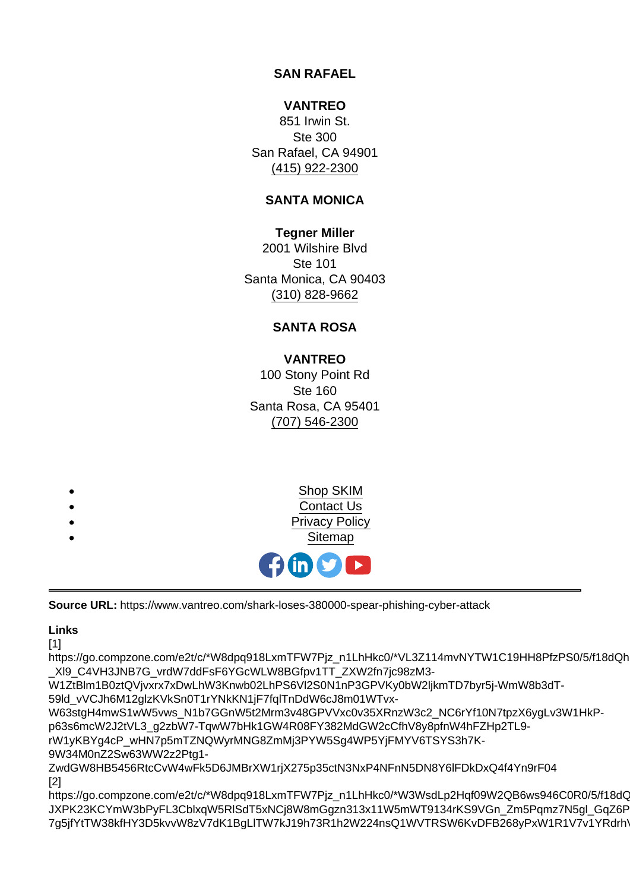**SAN RAFAEL**

**VANTREO**
851 Irwin St.
Ste 300
San Rafael, CA 94901
(415) 922-2300

**SANTA MONICA**

**Tegner Miller**
2001 Wilshire Blvd
Ste 101
Santa Monica, CA 90403
(310) 828-9662

**SANTA ROSA**

**VANTREO**
100 Stony Point Rd
Ste 160
Santa Rosa, CA 95401
(707) 546-2300

- Shop SKIM
- Contact Us
- Privacy Policy
- Sitemap

---

**Source URL:** https://www.vantreo.com/shark-loses-380000-spear-phishing-cyber-attack

**Links**
[1] https://go.compzone.com/e2t/c/*W8dpq918LxmTFW7Pjz_n1LhHkc0/*VL3Z114mvNYTW1C19HH8PfzPS0/5/f18dQh_Xl9_C4VH3JNB7G_vrdW7ddFsF6YGcWLW8BGfpv1TT_ZXW2fn7jc98zM3-W1ZtBlm1B0ztQVjvxrx7xDwLhW3Knwb02LhPS6Vl2S0N1nP3GPVKy0bW2ljkmTD7byr5j-WmW8b3dT-59ld_vVCJh6M12glzKVkSn0T1rYNkKN1jF7fqlTnDdW6cJ8m01WTvx-W63stgH4mwS1wW5vws_N1b7GGnW5t2Mrm3v48GPVVxc0v35XRnzW3c2_NC6rYf10N7tpzX6ygLv3W1HkP-p63s6mcW2J2tVL3_g2zbW7-TqwW7bHk1GW4R08FY382MdGW2cCfhV8y8pfnW4hFZHp2TL9-rW1yKBYg4cP_wHN7p5mTZNQWyrMNG8ZmMj3PYW5Sg4WP5YjFMYV6TSYS3h7K-9W34M0nZ2Sw63WW2z2Ptg1-ZwdGW8HB5456RtcCvW4wFk5D6JMBrXW1rjX275p35ctN3NxP4NFnN5DN8Y6lFDkDxQ4f4Yn9rF04
[2] https://go.compzone.com/e2t/c/*W8dpq918LxmTFW7Pjz_n1LhHkc0/*W3WsdLp2Hqf09W2QB6ws946C0R0/5/f18dQJXPK23KCYmW3bPyFL3CblxqW5RlSdT5xNCj8W8mGgzn313x11W5mWT9134rKS9VGn_Zm5Pqmz7N5gl_GqZ6P7g5jfYtTW38kfHY3D5kvvW8zV7dK1BgLlTW7kJ19h73R1h2W224nsQ1WVTRSW6KvDFB268yPxW1R1V7v1YRdrh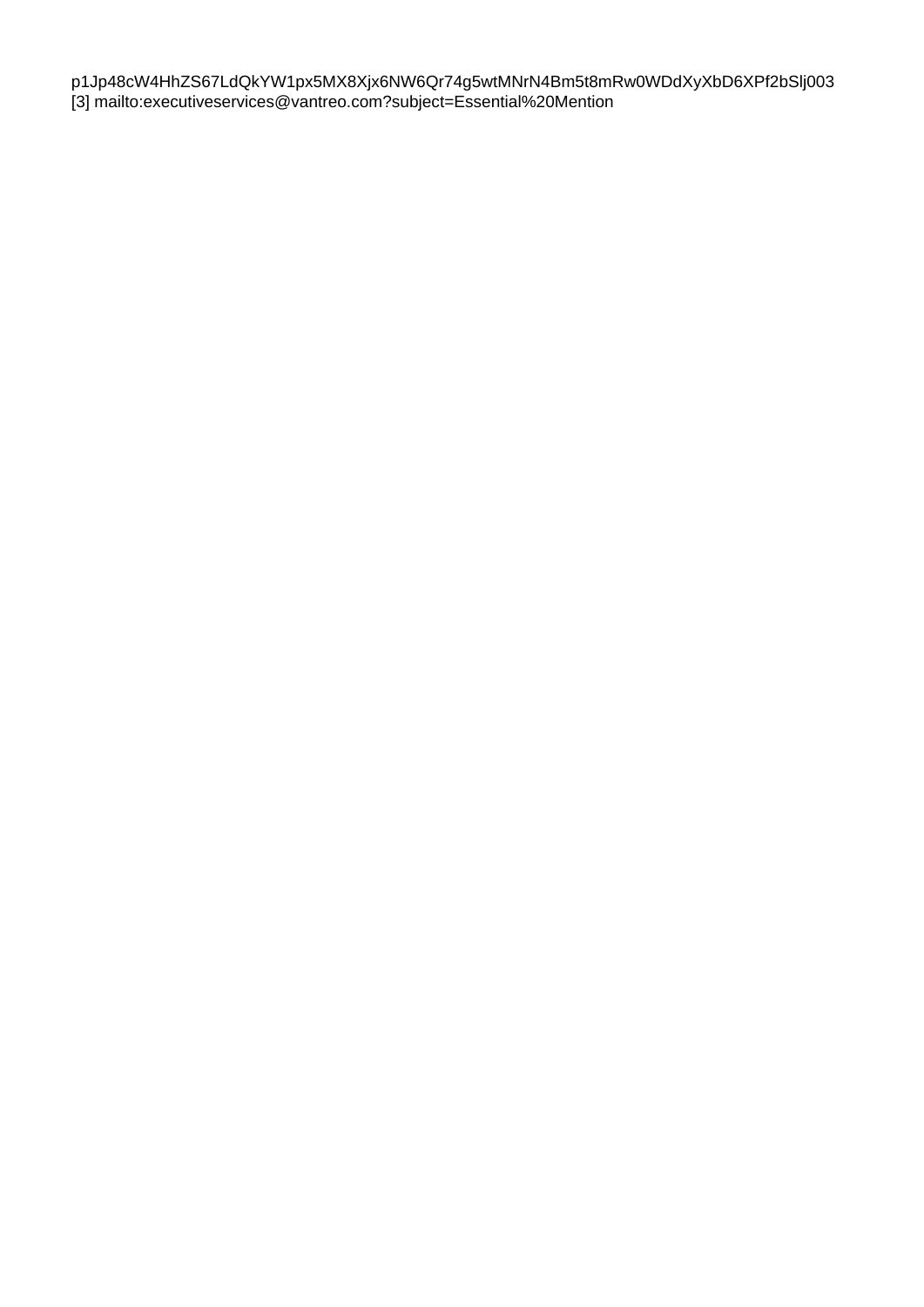p1Jp48cW4HhZS67LdQkYW1px5MX8Xjx6NW6Qr74g5wtMNrN4Bm5t8mRw0WDdXyXbD6XPf2bSlj003
[3] mailto:executiveservices@vantreo.com?subject=Essential%20Mention